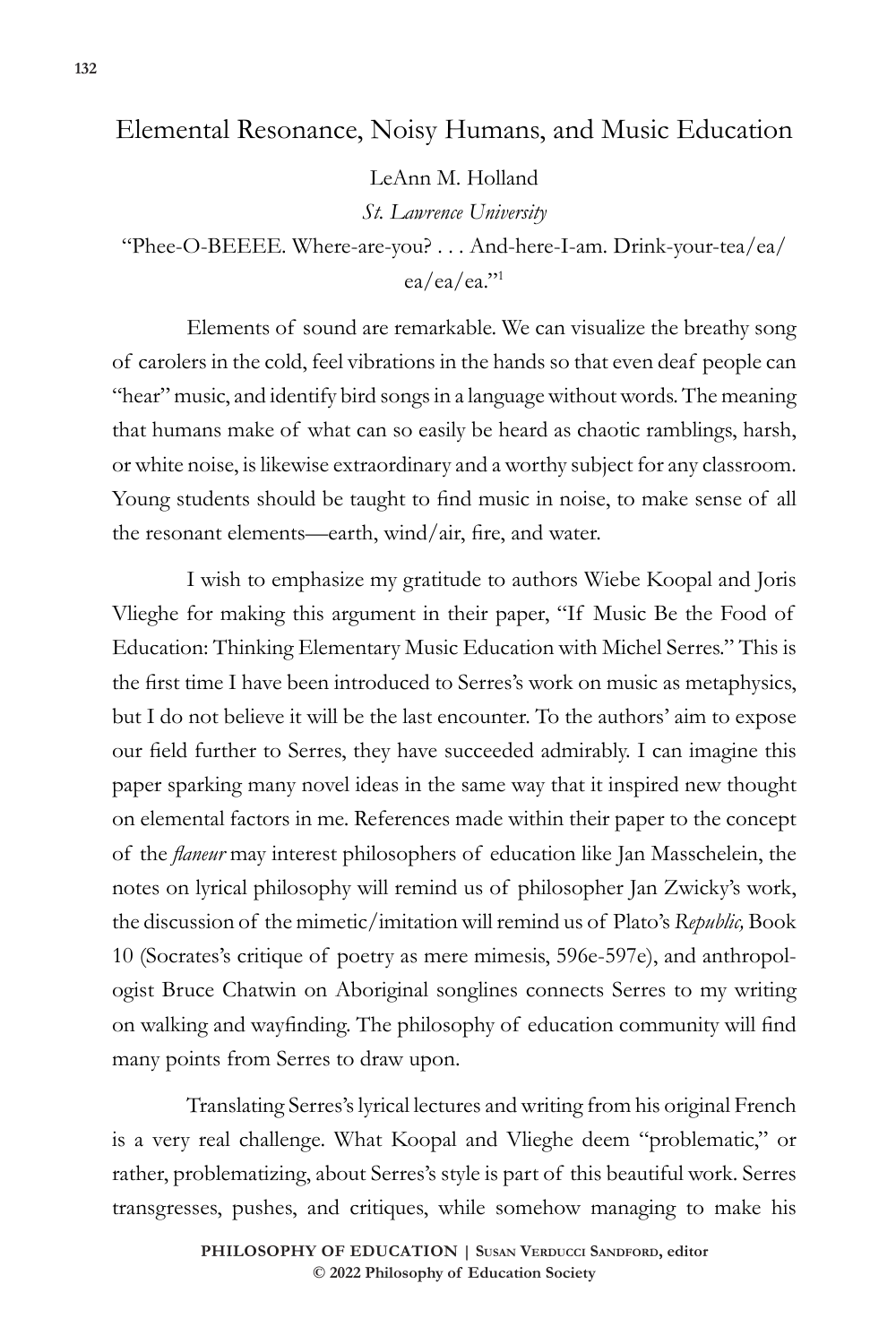# Elemental Resonance, Noisy Humans, and Music Education

LeAnn M. Holland

*St. Lawrence University*

"Phee-O-BEEEE. Where-are-you? . . . And-here-I-am. Drink-your-tea/ea/ea/ea/ea."[1]

Elements of sound are remarkable. We can visualize the breathy song of carolers in the cold, feel vibrations in the hands so that even deaf people can "hear" music, and identify bird songs in a language without words. The meaning that humans make of what can so easily be heard as chaotic ramblings, harsh, or white noise, is likewise extraordinary and a worthy subject for any classroom. Young students should be taught to find music in noise, to make sense of all the resonant elements—earth, wind/air, fire, and water.

I wish to emphasize my gratitude to authors Wiebe Koopal and Joris Vlieghe for making this argument in their paper, "If Music Be the Food of Education: Thinking Elementary Music Education with Michel Serres." This is the first time I have been introduced to Serres's work on music as metaphysics, but I do not believe it will be the last encounter. To the authors' aim to expose our field further to Serres, they have succeeded admirably. I can imagine this paper sparking many novel ideas in the same way that it inspired new thought on elemental factors in me. References made within their paper to the concept of the *flaneur* may interest philosophers of education like Jan Masschelein, the notes on lyrical philosophy will remind us of philosopher Jan Zwicky's work, the discussion of the mimetic/imitation will remind us of Plato's *Republic,* Book 10 (Socrates's critique of poetry as mere mimesis, 596e-597e), and anthropologist Bruce Chatwin on Aboriginal songlines connects Serres to my writing on walking and wayfinding. The philosophy of education community will find many points from Serres to draw upon.

Translating Serres's lyrical lectures and writing from his original French is a very real challenge. What Koopal and Vlieghe deem "problematic," or rather, problematizing, about Serres's style is part of this beautiful work. Serres transgresses, pushes, and critiques, while somehow managing to make his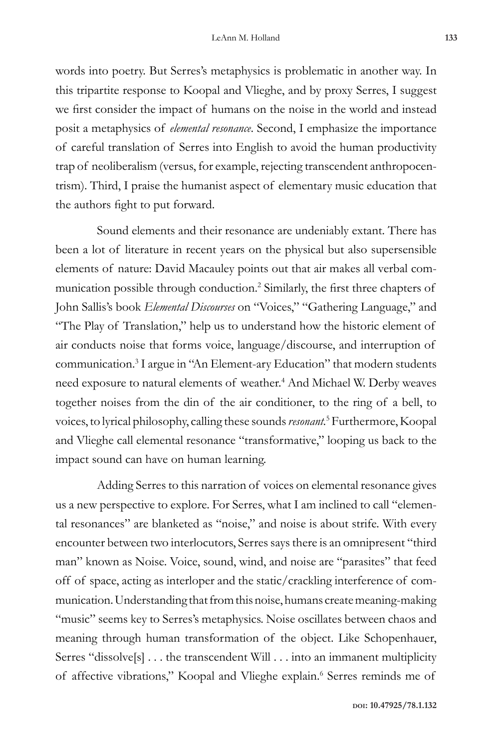words into poetry. But Serres's metaphysics is problematic in another way. In this tripartite response to Koopal and Vlieghe, and by proxy Serres, I suggest we first consider the impact of humans on the noise in the world and instead posit a metaphysics of *elemental resonance*. Second, I emphasize the importance of careful translation of Serres into English to avoid the human productivity trap of neoliberalism (versus, for example, rejecting transcendent anthropocentrism). Third, I praise the humanist aspect of elementary music education that the authors fight to put forward.

Sound elements and their resonance are undeniably extant. There has been a lot of literature in recent years on the physical but also supersensible elements of nature: David Macauley points out that air makes all verbal communication possible through conduction.[2] Similarly, the first three chapters of John Sallis's book *Elemental Discourses* on "Voices," "Gathering Language," and "The Play of Translation," help us to understand how the historic element of air conducts noise that forms voice, language/discourse, and interruption of communication.[3] I argue in "An Element-ary Education" that modern students need exposure to natural elements of weather.[4] And Michael W. Derby weaves together noises from the din of the air conditioner, to the ring of a bell, to voices, to lyrical philosophy, calling these sounds *resonant*.[5] Furthermore, Koopal and Vlieghe call elemental resonance "transformative," looping us back to the impact sound can have on human learning.

Adding Serres to this narration of voices on elemental resonance gives us a new perspective to explore. For Serres, what I am inclined to call "elemental resonances" are blanketed as "noise," and noise is about strife. With every encounter between two interlocutors, Serres says there is an omnipresent "third man" known as Noise. Voice, sound, wind, and noise are "parasites" that feed off of space, acting as interloper and the static/crackling interference of communication. Understanding that from this noise, humans create meaning-making "music" seems key to Serres's metaphysics. Noise oscillates between chaos and meaning through human transformation of the object. Like Schopenhauer, Serres "dissolve[s] . . . the transcendent Will . . . into an immanent multiplicity of affective vibrations," Koopal and Vlieghe explain.[6] Serres reminds me of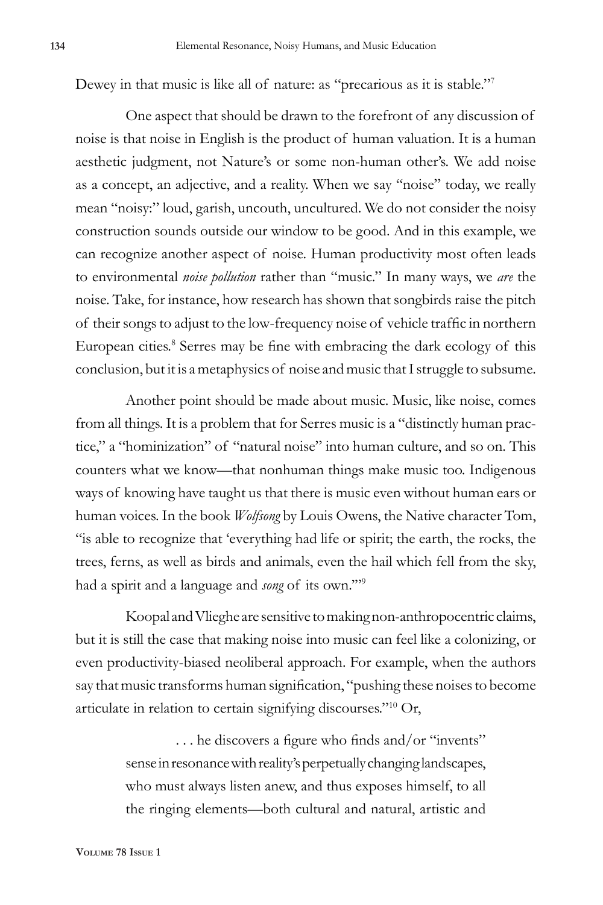Dewey in that music is like all of nature: as "precarious as it is stable."[7]

One aspect that should be drawn to the forefront of any discussion of noise is that noise in English is the product of human valuation. It is a human aesthetic judgment, not Nature's or some non-human other's. We add noise as a concept, an adjective, and a reality. When we say "noise" today, we really mean "noisy:" loud, garish, uncouth, uncultured. We do not consider the noisy construction sounds outside our window to be good. And in this example, we can recognize another aspect of noise. Human productivity most often leads to environmental *noise pollution* rather than "music." In many ways, we *are* the noise. Take, for instance, how research has shown that songbirds raise the pitch of their songs to adjust to the low-frequency noise of vehicle traffic in northern European cities.[8] Serres may be fine with embracing the dark ecology of this conclusion, but it is a metaphysics of noise and music that I struggle to subsume.

Another point should be made about music. Music, like noise, comes from all things. It is a problem that for Serres music is a "distinctly human practice," a "hominization" of "natural noise" into human culture, and so on. This counters what we know—that nonhuman things make music too. Indigenous ways of knowing have taught us that there is music even without human ears or human voices. In the book *Wolfsong* by Louis Owens, the Native character Tom, "is able to recognize that 'everything had life or spirit; the earth, the rocks, the trees, ferns, as well as birds and animals, even the hail which fell from the sky, had a spirit and a language and *song* of its own.'"[9]

Koopal and Vlieghe are sensitive to making non-anthropocentric claims, but it is still the case that making noise into music can feel like a colonizing, or even productivity-biased neoliberal approach. For example, when the authors say that music transforms human signification, "pushing these noises to become articulate in relation to certain signifying discourses."[10] Or,

> . . . he discovers a figure who finds and/or "invents" sense in resonance with reality's perpetually changing landscapes, who must always listen anew, and thus exposes himself, to all the ringing elements—both cultural and natural, artistic and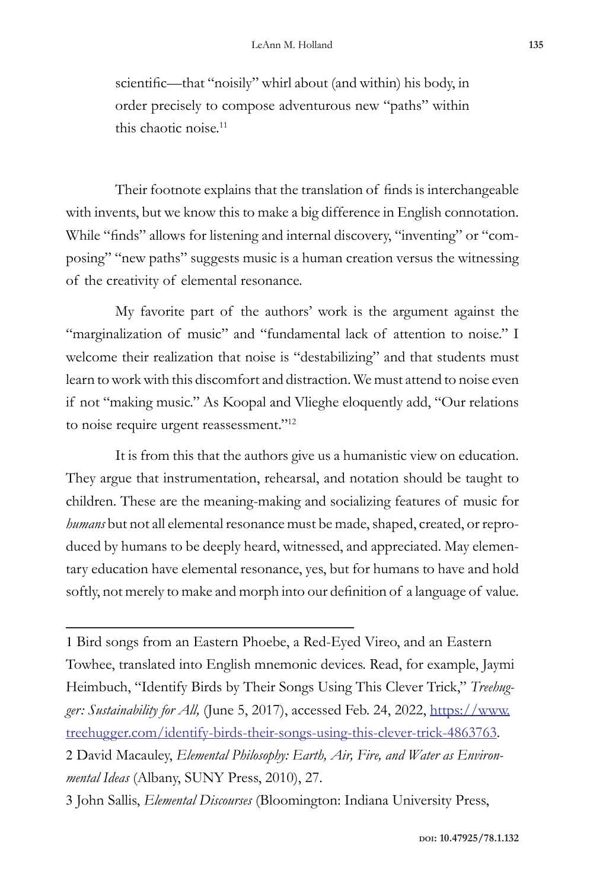scientific—that "noisily" whirl about (and within) his body, in order precisely to compose adventurous new "paths" within this chaotic noise.[11]

Their footnote explains that the translation of finds is interchangeable with invents, but we know this to make a big difference in English connotation. While "finds" allows for listening and internal discovery, "inventing" or "composing" "new paths" suggests music is a human creation versus the witnessing of the creativity of elemental resonance.

My favorite part of the authors' work is the argument against the "marginalization of music" and "fundamental lack of attention to noise." I welcome their realization that noise is "destabilizing" and that students must learn to work with this discomfort and distraction. We must attend to noise even if not "making music." As Koopal and Vlieghe eloquently add, "Our relations to noise require urgent reassessment."[12]

It is from this that the authors give us a humanistic view on education. They argue that instrumentation, rehearsal, and notation should be taught to children. These are the meaning-making and socializing features of music for *humans* but not all elemental resonance must be made, shaped, created, or reproduced by humans to be deeply heard, witnessed, and appreciated. May elementary education have elemental resonance, yes, but for humans to have and hold softly, not merely to make and morph into our definition of a language of value.

---

1 Bird songs from an Eastern Phoebe, a Red-Eyed Vireo, and an Eastern Towhee, translated into English mnemonic devices. Read, for example, Jaymi Heimbuch, "Identify Birds by Their Songs Using This Clever Trick," *Treehugger: Sustainability for All,* (June 5, 2017), accessed Feb. 24, 2022, https://www.treehugger.com/identify-birds-their-songs-using-this-clever-trick-4863763.

2 David Macauley, *Elemental Philosophy: Earth, Air, Fire, and Water as Environmental Ideas* (Albany, SUNY Press, 2010), 27.

3 John Sallis, *Elemental Discourses* (Bloomington: Indiana University Press,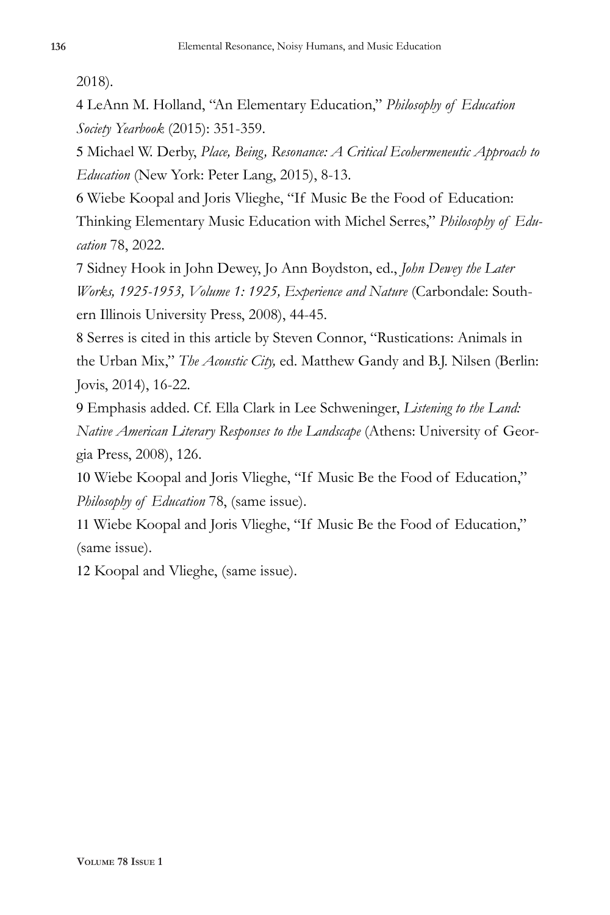2018).

4 LeAnn M. Holland, "An Elementary Education," *Philosophy of Education Society Yearbook* (2015): 351-359.

5 Michael W. Derby, *Place, Being, Resonance: A Critical Ecohermeneutic Approach to Education* (New York: Peter Lang, 2015), 8-13.

6 Wiebe Koopal and Joris Vlieghe, "If Music Be the Food of Education: Thinking Elementary Music Education with Michel Serres," *Philosophy of Education* 78, 2022.

7 Sidney Hook in John Dewey, Jo Ann Boydston, ed., *John Dewey the Later Works, 1925-1953, Volume 1: 1925, Experience and Nature* (Carbondale: Southern Illinois University Press, 2008), 44-45.

8 Serres is cited in this article by Steven Connor, "Rustications: Animals in the Urban Mix," *The Acoustic City,* ed. Matthew Gandy and B.J. Nilsen (Berlin: Jovis, 2014), 16-22.

9 Emphasis added. Cf. Ella Clark in Lee Schweninger, *Listening to the Land: Native American Literary Responses to the Landscape* (Athens: University of Georgia Press, 2008), 126.

10 Wiebe Koopal and Joris Vlieghe, "If Music Be the Food of Education," *Philosophy of Education* 78, (same issue).

11 Wiebe Koopal and Joris Vlieghe, "If Music Be the Food of Education," (same issue).

12 Koopal and Vlieghe, (same issue).